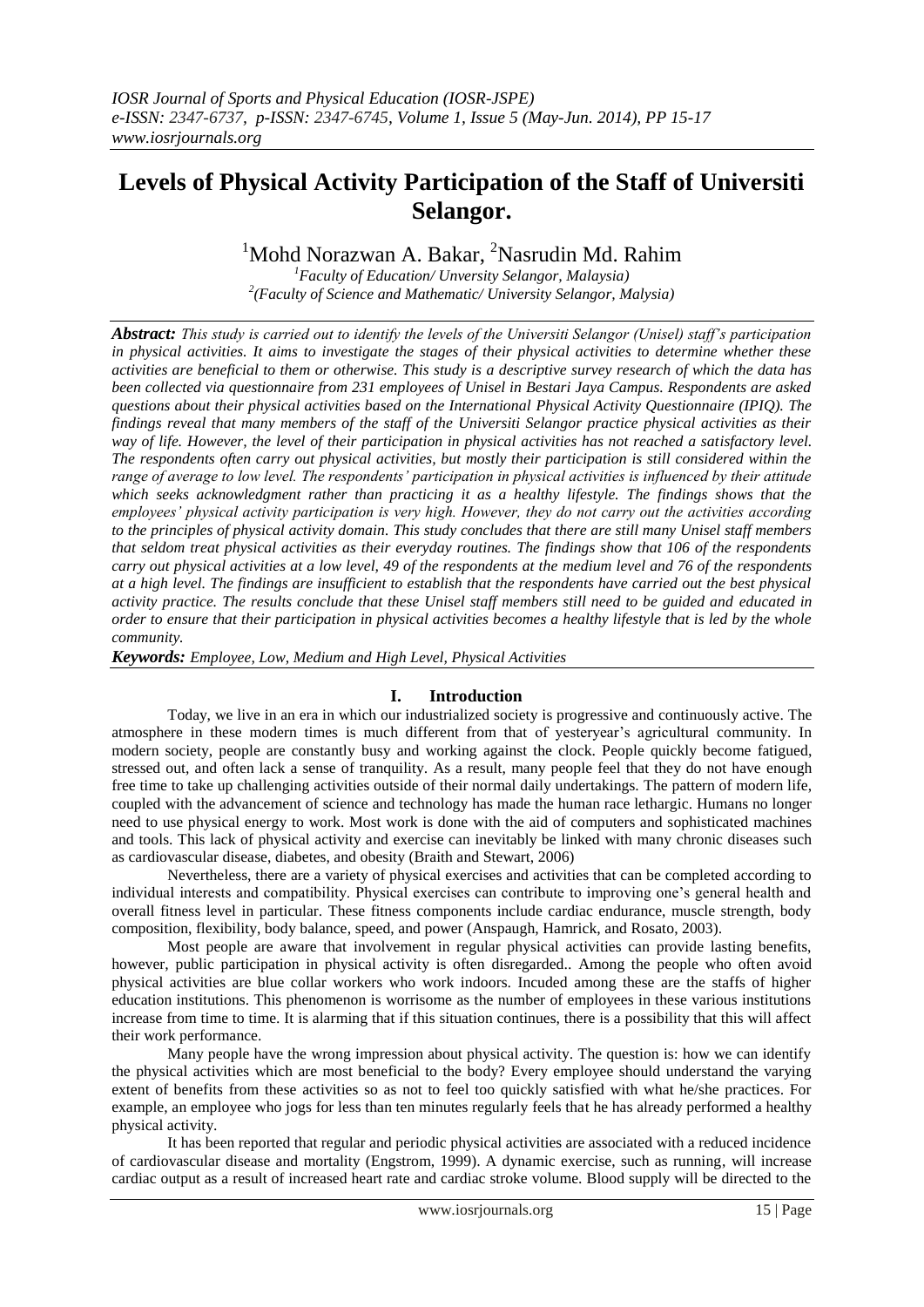# Levels of Physical Activity Participation of the Staff of Universiti Selangor.

[1]Mohd Norazwan A. Bakar, [2]Nasrudin Md. Rahim

[1]*Faculty of Education/ Unversity Selangor, Malaysia)*
[2]*(Faculty of Science and Mathematic/ University Selangor, Malysia)*

---

***Abstract:*** *This study is carried out to identify the levels of the Universiti Selangor (Unisel) staff's participation in physical activities. It aims to investigate the stages of their physical activities to determine whether these activities are beneficial to them or otherwise. This study is a descriptive survey research of which the data has been collected via questionnaire from 231 employees of Unisel in Bestari Jaya Campus. Respondents are asked questions about their physical activities based on the International Physical Activity Questionnaire (IPIQ). The findings reveal that many members of the staff of the Universiti Selangor practice physical activities as their way of life. However, the level of their participation in physical activities has not reached a satisfactory level. The respondents often carry out physical activities, but mostly their participation is still considered within the range of average to low level. The respondents' participation in physical lifestyles is influenced by their attitude which seeks acknowledgment rather than practicing it as a healthy lifestyle. The findings shows that the employees' physical activity participation is very high. However, they do not carry out the activities according to the principles of physical activity domain. This study concludes that there are still many Unisel staff members that seldom treat physical activities as their everyday routines. The findings show that 106 of the respondents carry out physical activities at a low level, 49 of the respondents at the medium level and 76 of the respondents at a high level. The findings are insufficient to establish that the respondents have carried out the best physical activity practice. The results conclude that these Unisel staff members still need to be guided and educated in order to ensure that their participation in physical activities becomes a healthy lifestyle that is led by the whole community.*

***Keywords:*** *Employee, Low, Medium and High Level, Physical Activities*

---

## I. Introduction

Today, we live in an era in which our industrialized society is progressive and continuously active. The atmosphere in these modern times is much different from that of yesteryear's agricultural community. In modern society, people are constantly busy and working against the clock. People quickly become fatigued, stressed out, and often lack a sense of tranquility. As a result, many people feel that they do not have enough free time to take up challenging activities outside of their normal daily undertakings. The pattern of modern life, coupled with the advancement of science and technology has made the human race lethargic. Humans no longer need to use physical energy to work. Most work is done with the aid of computers and sophisticated machines and tools. This lack of physical activity and exercise can inevitably be linked with many chronic diseases such as cardiovascular disease, diabetes, and obesity (Braith and Stewart, 2006)

Nevertheless, there are a variety of physical exercises and activities that can be completed according to individual interests and compatibility. Physical exercises can contribute to improving one's general health and overall fitness level in particular. These fitness components include cardiac endurance, muscle strength, body composition, flexibility, body balance, speed, and power (Anspaugh, Hamrick, and Rosato, 2003).

Most people are aware that involvement in regular physical activities can provide lasting benefits, however, public participation in physical activity is often disregarded.. Among the people who often avoid physical activities are blue collar workers who work indoors. Incuded among these are the staffs of higher education institutions. This phenomenon is worrisome as the number of employees in these various institutions increase from time to time. It is alarming that if this situation continues, there is a possibility that this will affect their work performance.

Many people have the wrong impression about physical activity. The question is: how we can identify the physical activities which are most beneficial to the body? Every employee should understand the varying extent of benefits from these activities so as not to feel too quickly satisfied with what he/she practices. For example, an employee who jogs for less than ten minutes regularly feels that he has already performed a healthy physical activity.

It has been reported that regular and periodic physical activities are associated with a reduced incidence of cardiovascular disease and mortality (Engstrom, 1999). A dynamic exercise, such as running, will increase cardiac output as a result of increased heart rate and cardiac stroke volume. Blood supply will be directed to the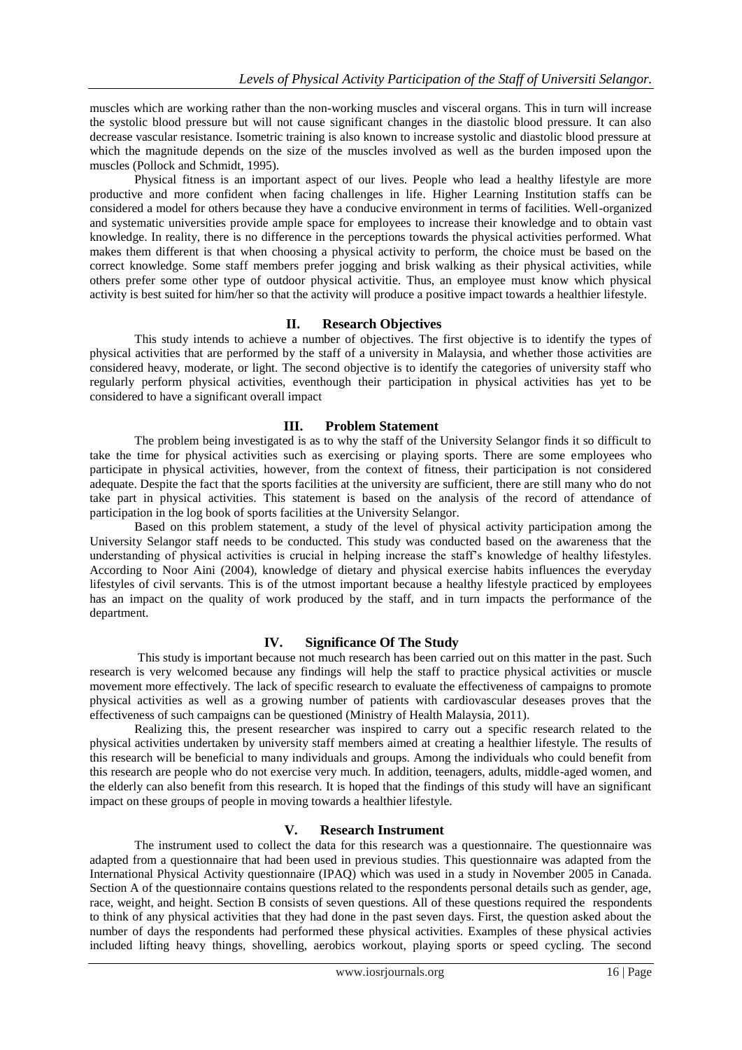muscles which are working rather than the non-working muscles and visceral organs. This in turn will increase the systolic blood pressure but will not cause significant changes in the diastolic blood pressure. It can also decrease vascular resistance. Isometric training is also known to increase systolic and diastolic blood pressure at which the magnitude depends on the size of the muscles involved as well as the burden imposed upon the muscles (Pollock and Schmidt, 1995).

Physical fitness is an important aspect of our lives. People who lead a healthy lifestyle are more productive and more confident when facing challenges in life. Higher Learning Institution staffs can be considered a model for others because they have a conducive environment in terms of facilities. Well-organized and systematic universities provide ample space for employees to increase their knowledge and to obtain vast knowledge. In reality, there is no difference in the perceptions towards the physical activities performed. What makes them different is that when choosing a physical activity to perform, the choice must be based on the correct knowledge. Some staff members prefer jogging and brisk walking as their physical activities, while others prefer some other type of outdoor physical activitie. Thus, an employee must know which physical activity is best suited for him/her so that the activity will produce a positive impact towards a healthier lifestyle.

## II. Research Objectives

This study intends to achieve a number of objectives. The first objective is to identify the types of physical activities that are performed by the staff of a university in Malaysia, and whether those activities are considered heavy, moderate, or light. The second objective is to identify the categories of university staff who regularly perform physical activities, eventhough their participation in physical activities has yet to be considered to have a significant overall impact

## III. Problem Statement

The problem being investigated is as to why the staff of the University Selangor finds it so difficult to take the time for physical activities such as exercising or playing sports. There are some employees who participate in physical activities, however, from the context of fitness, their participation is not considered adequate. Despite the fact that the sports facilities at the university are sufficient, there are still many who do not take part in physical activities. This statement is based on the analysis of the record of attendance of participation in the log book of sports facilities at the University Selangor.

Based on this problem statement, a study of the level of physical activity participation among the University Selangor staff needs to be conducted. This study was conducted based on the awareness that the understanding of physical activities is crucial in helping increase the staff's knowledge of healthy lifestyles. According to Noor Aini (2004), knowledge of dietary and physical exercise habits influences the everyday lifestyles of civil servants. This is of the utmost important because a healthy lifestyle practiced by employees has an impact on the quality of work produced by the staff, and in turn impacts the performance of the department.

## IV. Significance Of The Study

This study is important because not much research has been carried out on this matter in the past. Such research is very welcomed because any findings will help the staff to practice physical activities or muscle movement more effectively. The lack of specific research to evaluate the effectiveness of campaigns to promote physical activities as well as a growing number of patients with cardiovascular deseases proves that the effectiveness of such campaigns can be questioned (Ministry of Health Malaysia, 2011).

Realizing this, the present researcher was inspired to carry out a specific research related to the physical activities undertaken by university staff members aimed at creating a healthier lifestyle. The results of this research will be beneficial to many individuals and groups. Among the individuals who could benefit from this research are people who do not exercise very much. In addition, teenagers, adults, middle-aged women, and the elderly can also benefit from this research. It is hoped that the findings of this study will have an significant impact on these groups of people in moving towards a healthier lifestyle.

## V. Research Instrument

The instrument used to collect the data for this research was a questionnaire. The questionnaire was adapted from a questionnaire that had been used in previous studies. This questionnaire was adapted from the International Physical Activity questionnaire (IPAQ) which was used in a study in November 2005 in Canada. Section A of the questionnaire contains questions related to the respondents personal details such as gender, age, race, weight, and height. Section B consists of seven questions. All of these questions required the respondents to think of any physical activities that they had done in the past seven days. First, the question asked about the number of days the respondents had performed these physical activities. Examples of these physical activies included lifting heavy things, shovelling, aerobics workout, playing sports or speed cycling. The second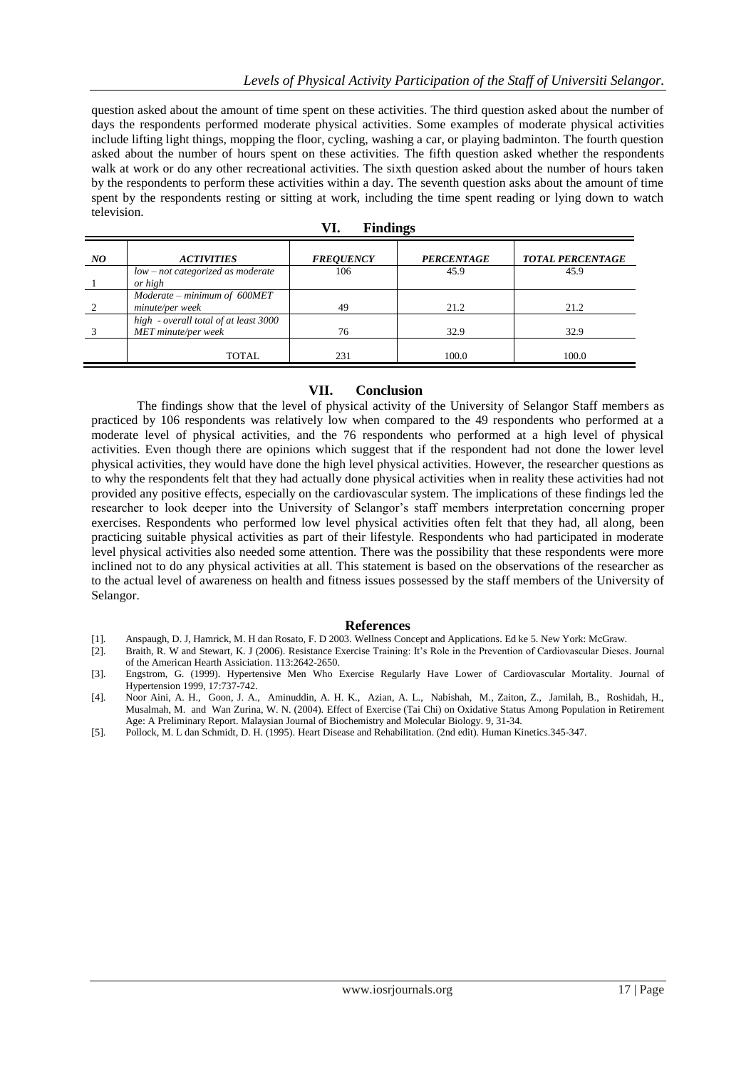question asked about the amount of time spent on these activities. The third question asked about the number of days the respondents performed moderate physical activities. Some examples of moderate physical activities include lifting light things, mopping the floor, cycling, washing a car, or playing badminton. The fourth question asked about the number of hours spent on these activities. The fifth question asked whether the respondents walk at work or do any other recreational activities. The sixth question asked about the number of hours taken by the respondents to perform these activities within a day. The seventh question asks about the amount of time spent by the respondents resting or sitting at work, including the time spent reading or lying down to watch television.

## VI. Findings

| *NO* | *ACTIVITIES* | *FREQUENCY* | *PERCENTAGE* | *TOTAL PERCENTAGE* |
|---|---|---|---|---|
| 1 | *low – not categorized as moderate or high* | 106 | 45.9 | 45.9 |
| 2 | *Moderate – minimum of 600MET minute/per week* | 49 | 21.2 | 21.2 |
| 3 | *high - overall total of at least 3000 MET minute/per week* | 76 | 32.9 | 32.9 |
| | TOTAL | 231 | 100.0 | 100.0 |

## VII. Conclusion

The findings show that the level of physical activity of the University of Selangor Staff members as practiced by 106 respondents was relatively low when compared to the 49 respondents who performed at a moderate level of physical activities, and the 76 respondents who performed at a high level of physical activities. Even though there are opinions which suggest that if the respondent had not done the lower level physical activities, they would have done the high level physical activities. However, the researcher questions as to why the respondents felt that they had actually done physical activities when in reality these activities had not provided any positive effects, especially on the cardiovascular system. The implications of these findings led the researcher to look deeper into the University of Selangor's staff members interpretation concerning proper exercises. Respondents who performed low level physical activities often felt that they had, all along, been practicing suitable physical activities as part of their lifestyle. Respondents who had participated in moderate level physical activities also needed some attention. There was the possibility that these respondents were more inclined not to do any physical activities at all. This statement is based on the observations of the researcher as to the actual level of awareness on health and fitness issues possessed by the staff members of the University of Selangor.

## References

[1]. Anspaugh, D. J, Hamrick, M. H dan Rosato, F. D 2003. Wellness Concept and Applications. Ed ke 5. New York: McGraw.

[2]. Braith, R. W and Stewart, K. J (2006). Resistance Exercise Training: It's Role in the Prevention of Cardiovascular Dieses. Journal of the American Hearth Assiciation. 113:2642-2650.

[3]. Engstrom, G. (1999). Hypertensive Men Who Exercise Regularly Have Lower of Cardiovascular Mortality. Journal of Hypertension 1999, 17:737-742.

[4]. Noor Aini, A. H., Goon, J. A., Aminuddin, A. H. K., Azian, A. L., Nabishah, M., Zaiton, Z., Jamilah, B., Roshidah, H., Musalmah, M. and Wan Zurina, W. N. (2004). Effect of Exercise (Tai Chi) on Oxidative Status Among Population in Retirement Age: A Preliminary Report. Malaysian Journal of Biochemistry and Molecular Biology. 9, 31-34.

[5]. Pollock, M. L dan Schmidt, D. H. (1995). Heart Disease and Rehabilitation. (2nd edit). Human Kinetics.345-347.